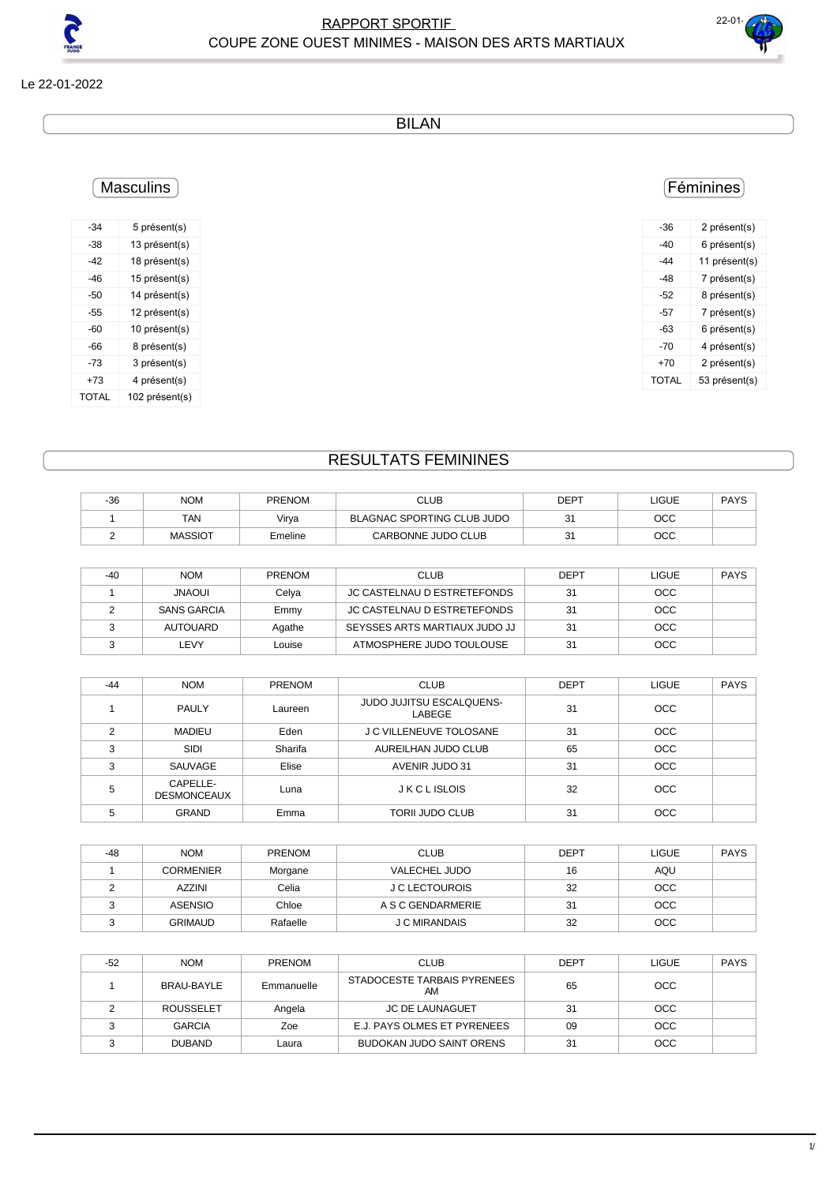# RAPPORT SPORTIF
## COUPE ZONE OUEST MINIMES - MAISON DES ARTS MARTIAUX

Le 22-01-2022

## BILAN

### Masculins

| | |
|---|---|
| -34 | 5 présent(s) |
| -38 | 13 présent(s) |
| -42 | 18 présent(s) |
| -46 | 15 présent(s) |
| -50 | 14 présent(s) |
| -55 | 12 présent(s) |
| -60 | 10 présent(s) |
| -66 | 8 présent(s) |
| -73 | 3 présent(s) |
| +73 | 4 présent(s) |
| TOTAL | 102 présent(s) |

### Féminines

| | |
|---|---|
| -36 | 2 présent(s) |
| -40 | 6 présent(s) |
| -44 | 11 présent(s) |
| -48 | 7 présent(s) |
| -52 | 8 présent(s) |
| -57 | 7 présent(s) |
| -63 | 6 présent(s) |
| -70 | 4 présent(s) |
| +70 | 2 présent(s) |
| TOTAL | 53 présent(s) |

## RESULTATS FEMININES

| -36 | NOM | PRENOM | CLUB | DEPT | LIGUE | PAYS |
|---|---|---|---|---|---|---|
| 1 | TAN | Virya | BLAGNAC SPORTING CLUB JUDO | 31 | OCC | |
| 2 | MASSIOT | Emeline | CARBONNE JUDO CLUB | 31 | OCC | |

| -40 | NOM | PRENOM | CLUB | DEPT | LIGUE | PAYS |
|---|---|---|---|---|---|---|
| 1 | JNAOUI | Celya | JC CASTELNAU D ESTRETEFONDS | 31 | OCC | |
| 2 | SANS GARCIA | Emmy | JC CASTELNAU D ESTRETEFONDS | 31 | OCC | |
| 3 | AUTOUARD | Agathe | SEYSSES ARTS MARTIAUX JUDO JJ | 31 | OCC | |
| 3 | LEVY | Louise | ATMOSPHERE JUDO TOULOUSE | 31 | OCC | |

| -44 | NOM | PRENOM | CLUB | DEPT | LIGUE | PAYS |
|---|---|---|---|---|---|---|
| 1 | PAULY | Laureen | JUDO JUJITSU ESCALQUENS-LABEGE | 31 | OCC | |
| 2 | MADIEU | Eden | J C VILLENEUVE TOLOSANE | 31 | OCC | |
| 3 | SIDI | Sharifa | AUREILHAN JUDO CLUB | 65 | OCC | |
| 3 | SAUVAGE | Elise | AVENIR JUDO 31 | 31 | OCC | |
| 5 | CAPELLE-DESMONCEAUX | Luna | J K C L ISLOIS | 32 | OCC | |
| 5 | GRAND | Emma | TORII JUDO CLUB | 31 | OCC | |

| -48 | NOM | PRENOM | CLUB | DEPT | LIGUE | PAYS |
|---|---|---|---|---|---|---|
| 1 | CORMENIER | Morgane | VALECHEL JUDO | 16 | AQU | |
| 2 | AZZINI | Celia | J C LECTOUROIS | 32 | OCC | |
| 3 | ASENSIO | Chloe | A S C GENDARMERIE | 31 | OCC | |
| 3 | GRIMAUD | Rafaelle | J C MIRANDAIS | 32 | OCC | |

| -52 | NOM | PRENOM | CLUB | DEPT | LIGUE | PAYS |
|---|---|---|---|---|---|---|
| 1 | BRAU-BAYLE | Emmanuelle | STADOCESTE TARBAIS PYRENEES AM | 65 | OCC | |
| 2 | ROUSSELET | Angela | JC DE LAUNAGUET | 31 | OCC | |
| 3 | GARCIA | Zoe | E.J. PAYS OLMES ET PYRENEES | 09 | OCC | |
| 3 | DUBAND | Laura | BUDOKAN JUDO SAINT ORENS | 31 | OCC | |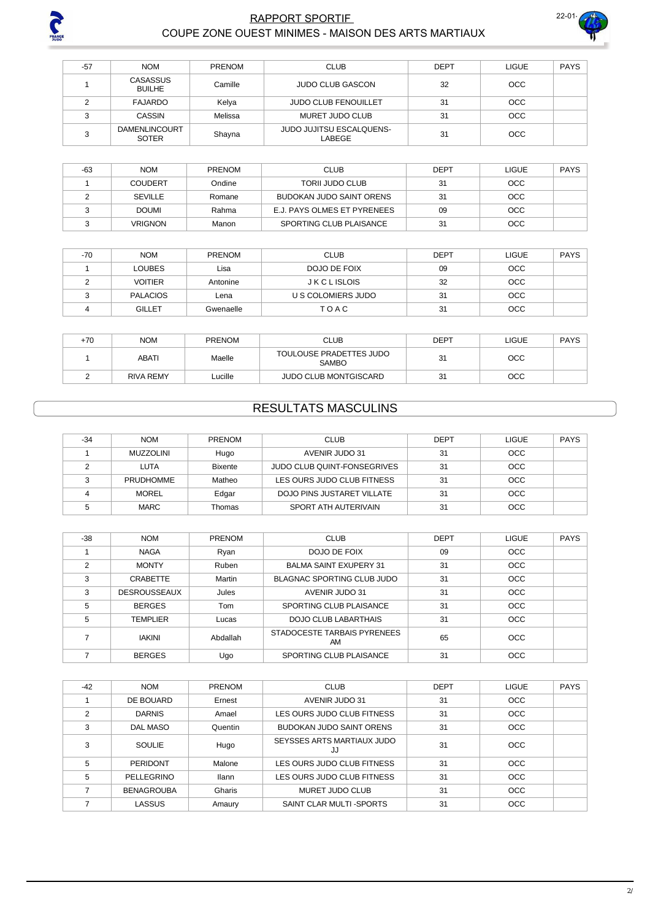# RAPPORT SPORTIF

## COUPE ZONE OUEST MINIMES - MAISON DES ARTS MARTIAUX

| -57 | NOM | PRENOM | CLUB | DEPT | LIGUE | PAYS |
|---|---|---|---|---|---|---|
| 1 | CASASSUS BUILHE | Camille | JUDO CLUB GASCON | 32 | OCC | |
| 2 | FAJARDO | Kelya | JUDO CLUB FENOUILLET | 31 | OCC | |
| 3 | CASSIN | Melissa | MURET JUDO CLUB | 31 | OCC | |
| 3 | DAMENLINCOURT SOTER | Shayna | JUDO JUJITSU ESCALQUENS-LABEGE | 31 | OCC | |

| -63 | NOM | PRENOM | CLUB | DEPT | LIGUE | PAYS |
|---|---|---|---|---|---|---|
| 1 | COUDERT | Ondine | TORII JUDO CLUB | 31 | OCC | |
| 2 | SEVILLE | Romane | BUDOKAN JUDO SAINT ORENS | 31 | OCC | |
| 3 | DOUMI | Rahma | E.J. PAYS OLMES ET PYRENEES | 09 | OCC | |
| 3 | VRIGNON | Manon | SPORTING CLUB PLAISANCE | 31 | OCC | |

| -70 | NOM | PRENOM | CLUB | DEPT | LIGUE | PAYS |
|---|---|---|---|---|---|---|
| 1 | LOUBES | Lisa | DOJO DE FOIX | 09 | OCC | |
| 2 | VOITIER | Antonine | J K C L ISLOIS | 32 | OCC | |
| 3 | PALACIOS | Lena | U S COLOMIERS JUDO | 31 | OCC | |
| 4 | GILLET | Gwenaelle | T O A C | 31 | OCC | |

| +70 | NOM | PRENOM | CLUB | DEPT | LIGUE | PAYS |
|---|---|---|---|---|---|---|
| 1 | ABATI | Maelle | TOULOUSE PRADETTES JUDO SAMBO | 31 | OCC | |
| 2 | RIVA REMY | Lucille | JUDO CLUB MONTGISCARD | 31 | OCC | |

## RESULTATS MASCULINS

| -34 | NOM | PRENOM | CLUB | DEPT | LIGUE | PAYS |
|---|---|---|---|---|---|---|
| 1 | MUZZOLINI | Hugo | AVENIR JUDO 31 | 31 | OCC | |
| 2 | LUTA | Bixente | JUDO CLUB QUINT-FONSEGRIVES | 31 | OCC | |
| 3 | PRUDHOMME | Matheo | LES OURS JUDO CLUB FITNESS | 31 | OCC | |
| 4 | MOREL | Edgar | DOJO PINS JUSTARET VILLATE | 31 | OCC | |
| 5 | MARC | Thomas | SPORT ATH AUTERIVAIN | 31 | OCC | |

| -38 | NOM | PRENOM | CLUB | DEPT | LIGUE | PAYS |
|---|---|---|---|---|---|---|
| 1 | NAGA | Ryan | DOJO DE FOIX | 09 | OCC | |
| 2 | MONTY | Ruben | BALMA SAINT EXUPERY 31 | 31 | OCC | |
| 3 | CRABETTE | Martin | BLAGNAC SPORTING CLUB JUDO | 31 | OCC | |
| 3 | DESROUSSEAUX | Jules | AVENIR JUDO 31 | 31 | OCC | |
| 5 | BERGES | Tom | SPORTING CLUB PLAISANCE | 31 | OCC | |
| 5 | TEMPLIER | Lucas | DOJO CLUB LABARTHAIS | 31 | OCC | |
| 7 | IAKINI | Abdallah | STADOCESTE TARBAIS PYRENEES AM | 65 | OCC | |
| 7 | BERGES | Ugo | SPORTING CLUB PLAISANCE | 31 | OCC | |

| -42 | NOM | PRENOM | CLUB | DEPT | LIGUE | PAYS |
|---|---|---|---|---|---|---|
| 1 | DE BOUARD | Ernest | AVENIR JUDO 31 | 31 | OCC | |
| 2 | DARNIS | Amael | LES OURS JUDO CLUB FITNESS | 31 | OCC | |
| 3 | DAL MASO | Quentin | BUDOKAN JUDO SAINT ORENS | 31 | OCC | |
| 3 | SOULIE | Hugo | SEYSSES ARTS MARTIAUX JUDO JJ | 31 | OCC | |
| 5 | PERIDONT | Malone | LES OURS JUDO CLUB FITNESS | 31 | OCC | |
| 5 | PELLEGRINO | Ilann | LES OURS JUDO CLUB FITNESS | 31 | OCC | |
| 7 | BENAGROUBA | Gharis | MURET JUDO CLUB | 31 | OCC | |
| 7 | LASSUS | Amaury | SAINT CLAR MULTI -SPORTS | 31 | OCC | |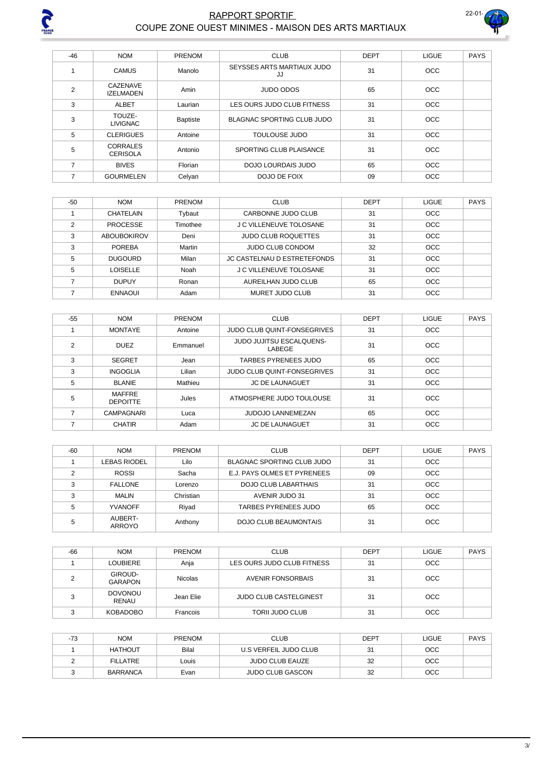# RAPPORT SPORTIF

## COUPE ZONE OUEST MINIMES - MAISON DES ARTS MARTIAUX

| -46 | NOM | PRENOM | CLUB | DEPT | LIGUE | PAYS |
|---|---|---|---|---|---|---|
| 1 | CAMUS | Manolo | SEYSSES ARTS MARTIAUX JUDO JJ | 31 | OCC | |
| 2 | CAZENAVE IZELMADEN | Amin | JUDO ODOS | 65 | OCC | |
| 3 | ALBET | Laurian | LES OURS JUDO CLUB FITNESS | 31 | OCC | |
| 3 | TOUZE-LIVIGNAC | Baptiste | BLAGNAC SPORTING CLUB JUDO | 31 | OCC | |
| 5 | CLERIGUES | Antoine | TOULOUSE JUDO | 31 | OCC | |
| 5 | CORRALES CERISOLA | Antonio | SPORTING CLUB PLAISANCE | 31 | OCC | |
| 7 | BIVES | Florian | DOJO LOURDAIS JUDO | 65 | OCC | |
| 7 | GOURMELEN | Celyan | DOJO DE FOIX | 09 | OCC | |

| -50 | NOM | PRENOM | CLUB | DEPT | LIGUE | PAYS |
|---|---|---|---|---|---|---|
| 1 | CHATELAIN | Tybaut | CARBONNE JUDO CLUB | 31 | OCC | |
| 2 | PROCESSE | Timothee | J C VILLENEUVE TOLOSANE | 31 | OCC | |
| 3 | ABOUBOKIROV | Deni | JUDO CLUB ROQUETTES | 31 | OCC | |
| 3 | POREBA | Martin | JUDO CLUB CONDOM | 32 | OCC | |
| 5 | DUGOURD | Milan | JC CASTELNAU D ESTRETEFONDS | 31 | OCC | |
| 5 | LOISELLE | Noah | J C VILLENEUVE TOLOSANE | 31 | OCC | |
| 7 | DUPUY | Ronan | AUREILHAN JUDO CLUB | 65 | OCC | |
| 7 | ENNAOUI | Adam | MURET JUDO CLUB | 31 | OCC | |

| -55 | NOM | PRENOM | CLUB | DEPT | LIGUE | PAYS |
|---|---|---|---|---|---|---|
| 1 | MONTAYE | Antoine | JUDO CLUB QUINT-FONSEGRIVES | 31 | OCC | |
| 2 | DUEZ | Emmanuel | JUDO JUJITSU ESCALQUENS-LABEGE | 31 | OCC | |
| 3 | SEGRET | Jean | TARBES PYRENEES JUDO | 65 | OCC | |
| 3 | INGOGLIA | Lilian | JUDO CLUB QUINT-FONSEGRIVES | 31 | OCC | |
| 5 | BLANIE | Mathieu | JC DE LAUNAGUET | 31 | OCC | |
| 5 | MAFFRE DEPOITTE | Jules | ATMOSPHERE JUDO TOULOUSE | 31 | OCC | |
| 7 | CAMPAGNARI | Luca | JUDOJO LANNEMEZAN | 65 | OCC | |
| 7 | CHATIR | Adam | JC DE LAUNAGUET | 31 | OCC | |

| -60 | NOM | PRENOM | CLUB | DEPT | LIGUE | PAYS |
|---|---|---|---|---|---|---|
| 1 | LEBAS RIODEL | Lilo | BLAGNAC SPORTING CLUB JUDO | 31 | OCC | |
| 2 | ROSSI | Sacha | E.J. PAYS OLMES ET PYRENEES | 09 | OCC | |
| 3 | FALLONE | Lorenzo | DOJO CLUB LABARTHAIS | 31 | OCC | |
| 3 | MALIN | Christian | AVENIR JUDO 31 | 31 | OCC | |
| 5 | YVANOFF | Riyad | TARBES PYRENEES JUDO | 65 | OCC | |
| 5 | AUBERT-ARROYO | Anthony | DOJO CLUB BEAUMONTAIS | 31 | OCC | |

| -66 | NOM | PRENOM | CLUB | DEPT | LIGUE | PAYS |
|---|---|---|---|---|---|---|
| 1 | LOUBIERE | Anja | LES OURS JUDO CLUB FITNESS | 31 | OCC | |
| 2 | GIROUD-GARAPON | Nicolas | AVENIR FONSORBAIS | 31 | OCC | |
| 3 | DOVONOU RENAU | Jean Elie | JUDO CLUB CASTELGINEST | 31 | OCC | |
| 3 | KOBADOBO | Francois | TORII JUDO CLUB | 31 | OCC | |

| -73 | NOM | PRENOM | CLUB | DEPT | LIGUE | PAYS |
|---|---|---|---|---|---|---|
| 1 | HATHOUT | Bilal | U.S VERFEIL JUDO CLUB | 31 | OCC | |
| 2 | FILLATRE | Louis | JUDO CLUB EAUZE | 32 | OCC | |
| 3 | BARRANCA | Evan | JUDO CLUB GASCON | 32 | OCC | |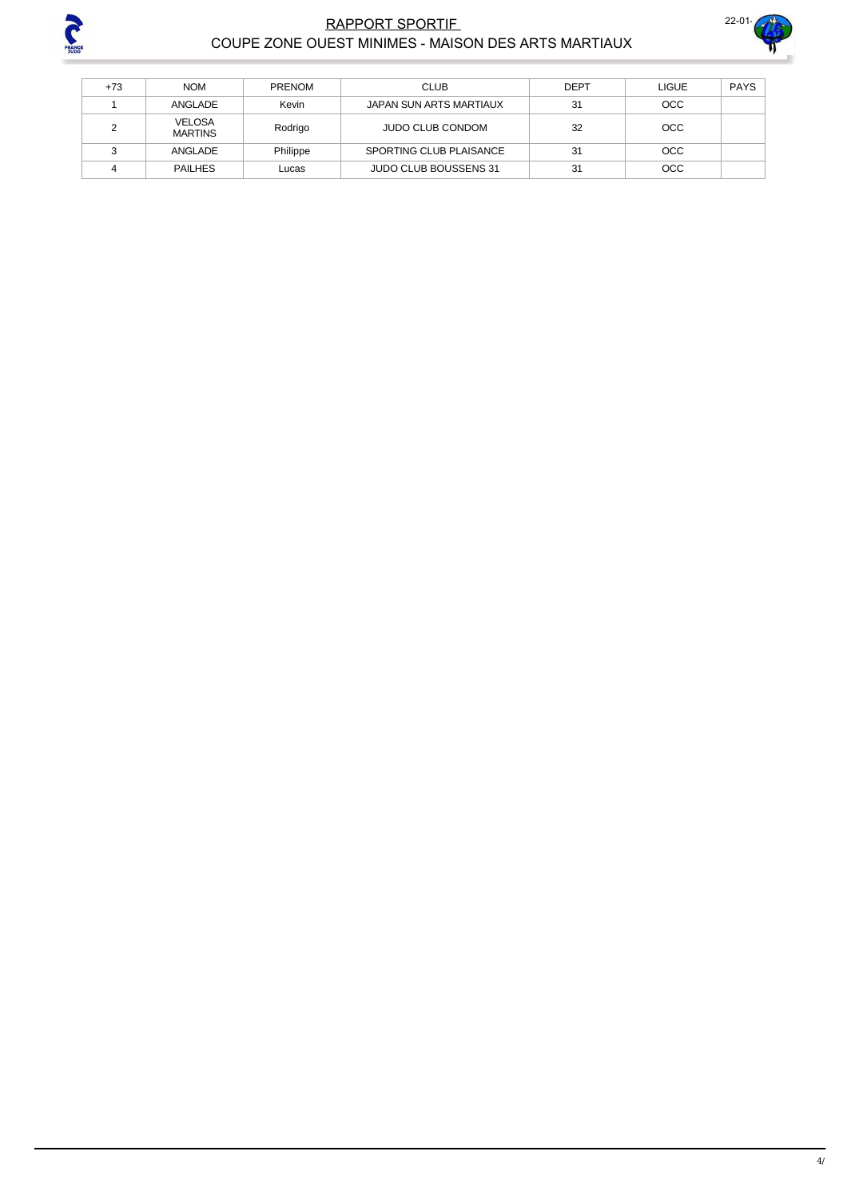| +73 | NOM | PRENOM | CLUB | DEPT | LIGUE | PAYS |
|---|---|---|---|---|---|---|
| 1 | ANGLADE | Kevin | JAPAN SUN ARTS MARTIAUX | 31 | OCC | |
| 2 | VELOSA MARTINS | Rodrigo | JUDO CLUB CONDOM | 32 | OCC | |
| 3 | ANGLADE | Philippe | SPORTING CLUB PLAISANCE | 31 | OCC | |
| 4 | PAILHES | Lucas | JUDO CLUB BOUSSENS 31 | 31 | OCC | |